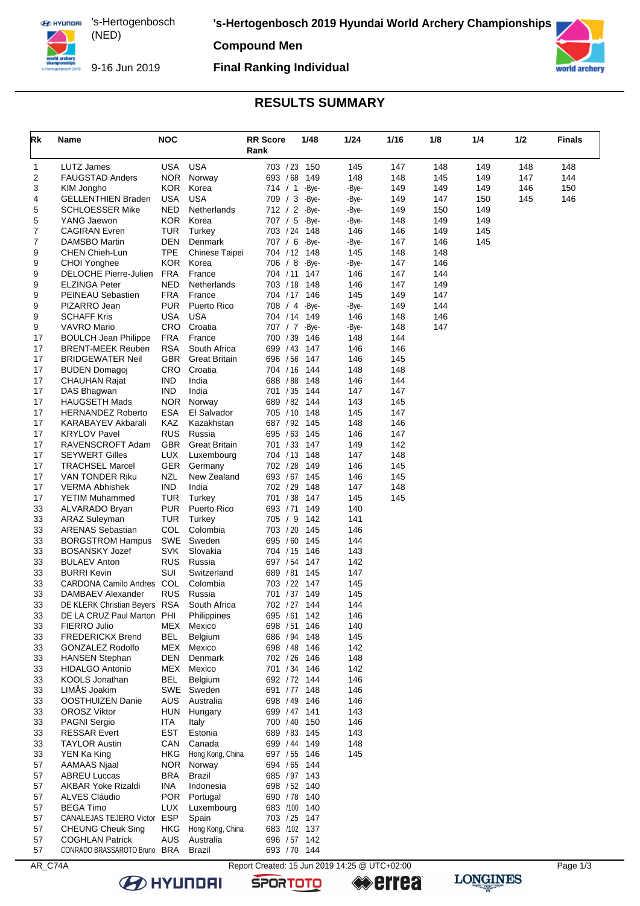# 's-Hertogenbosch 2019 Hyundai World Archery Championships

's-Hertogenbosch (NED)

9-16 Jun 2019

## Compound Men

## Final Ranking Individual

## RESULTS SUMMARY

| Rk | Name | NOC | | RR Score / Rank | 1/48 | 1/24 | 1/16 | 1/8 | 1/4 | 1/2 | Finals |
|---|---|---|---|---|---|---|---|---|---|---|---|
| 1 | LUTZ James | USA | USA | 703 / 23 | 150 | 145 | 147 | 148 | 149 | 148 | 148 |
| 2 | FAUGSTAD Anders | NOR | Norway | 693 / 68 | 149 | 148 | 148 | 145 | 149 | 147 | 144 |
| 3 | KIM Jongho | KOR | Korea | 714 / 1 | -Bye- | -Bye- | 149 | 149 | 149 | 146 | 150 |
| 4 | GELLENTHIEN Braden | USA | USA | 709 / 3 | -Bye- | -Bye- | 149 | 147 | 150 | 145 | 146 |
| 5 | SCHLOESSER Mike | NED | Netherlands | 712 / 2 | -Bye- | -Bye- | 149 | 150 | 149 | | |
| 5 | YANG Jaewon | KOR | Korea | 707 / 5 | -Bye- | -Bye- | 148 | 149 | 149 | | |
| 7 | CAGIRAN Evren | TUR | Turkey | 703 / 24 | 148 | 146 | 146 | 149 | 145 | | |
| 7 | DAMSBO Martin | DEN | Denmark | 707 / 6 | -Bye- | -Bye- | 147 | 146 | 145 | | |
| 9 | CHEN Chieh-Lun | TPE | Chinese Taipei | 704 / 12 | 148 | 145 | 148 | 148 | | | |
| 9 | CHOI Yonghee | KOR | Korea | 706 / 8 | -Bye- | -Bye- | 147 | 146 | | | |
| 9 | DELOCHE Pierre-Julien | FRA | France | 704 / 11 | 147 | 146 | 147 | 144 | | | |
| 9 | ELZINGA Peter | NED | Netherlands | 703 / 18 | 148 | 146 | 147 | 149 | | | |
| 9 | PEINEAU Sebastien | FRA | France | 704 / 17 | 146 | 145 | 149 | 147 | | | |
| 9 | PIZARRO Jean | PUR | Puerto Rico | 708 / 4 | -Bye- | -Bye- | 149 | 144 | | | |
| 9 | SCHAFF Kris | USA | USA | 704 / 14 | 149 | 146 | 148 | 146 | | | |
| 9 | VAVRO Mario | CRO | Croatia | 707 / 7 | -Bye- | -Bye- | 148 | 147 | | | |
| 17 | BOULCH Jean Philippe | FRA | France | 700 / 39 | 146 | 148 | 144 | | | | |
| 17 | BRENT-MEEK Reuben | RSA | South Africa | 699 / 43 | 147 | 146 | 146 | | | | |
| 17 | BRIDGEWATER Neil | GBR | Great Britain | 696 / 56 | 147 | 146 | 145 | | | | |
| 17 | BUDEN Domagoj | CRO | Croatia | 704 / 16 | 144 | 148 | 148 | | | | |
| 17 | CHAUHAN Rajat | IND | India | 688 / 88 | 148 | 146 | 144 | | | | |
| 17 | DAS Bhagwan | IND | India | 701 / 35 | 144 | 147 | 147 | | | | |
| 17 | HAUGSETH Mads | NOR | Norway | 689 / 82 | 144 | 143 | 145 | | | | |
| 17 | HERNANDEZ Roberto | ESA | El Salvador | 705 / 10 | 148 | 145 | 147 | | | | |
| 17 | KARABAYEV Akbarali | KAZ | Kazakhstan | 687 / 92 | 145 | 148 | 146 | | | | |
| 17 | KRYLOV Pavel | RUS | Russia | 695 / 63 | 145 | 146 | 147 | | | | |
| 17 | RAVENSCROFT Adam | GBR | Great Britain | 701 / 33 | 147 | 149 | 142 | | | | |
| 17 | SEYWERT Gilles | LUX | Luxembourg | 704 / 13 | 148 | 147 | 148 | | | | |
| 17 | TRACHSEL Marcel | GER | Germany | 702 / 28 | 149 | 146 | 145 | | | | |
| 17 | VAN TONDER Riku | NZL | New Zealand | 693 / 67 | 145 | 146 | 145 | | | | |
| 17 | VERMA Abhishek | IND | India | 702 / 29 | 148 | 147 | 148 | | | | |
| 17 | YETIM Muhammed | TUR | Turkey | 701 / 38 | 147 | 145 | 145 | | | | |
| 33 | ALVARADO Bryan | PUR | Puerto Rico | 693 / 71 | 149 | 140 | | | | | |
| 33 | ARAZ Suleyman | TUR | Turkey | 705 / 9 | 142 | 141 | | | | | |
| 33 | ARENAS Sebastian | COL | Colombia | 703 / 20 | 145 | 146 | | | | | |
| 33 | BORGSTROM Hampus | SWE | Sweden | 695 / 60 | 145 | 144 | | | | | |
| 33 | BOSANSKY Jozef | SVK | Slovakia | 704 / 15 | 146 | 143 | | | | | |
| 33 | BULAEV Anton | RUS | Russia | 697 / 54 | 147 | 142 | | | | | |
| 33 | BURRI Kevin | SUI | Switzerland | 689 / 81 | 145 | 147 | | | | | |
| 33 | CARDONA Camilo Andres | COL | Colombia | 703 / 22 | 147 | 145 | | | | | |
| 33 | DAMBAEV Alexander | RUS | Russia | 701 / 37 | 149 | 145 | | | | | |
| 33 | DE KLERK Christian Beyers | RSA | South Africa | 702 / 27 | 144 | 144 | | | | | |
| 33 | DE LA CRUZ Paul Marton | PHI | Philippines | 695 / 61 | 142 | 146 | | | | | |
| 33 | FIERRO Julio | MEX | Mexico | 698 / 51 | 146 | 140 | | | | | |
| 33 | FREDERICKX Brend | BEL | Belgium | 686 / 94 | 148 | 145 | | | | | |
| 33 | GONZALEZ Rodolfo | MEX | Mexico | 698 / 48 | 146 | 142 | | | | | |
| 33 | HANSEN Stephan | DEN | Denmark | 702 / 26 | 146 | 148 | | | | | |
| 33 | HIDALGO Antonio | MEX | Mexico | 701 / 34 | 146 | 142 | | | | | |
| 33 | KOOLS Jonathan | BEL | Belgium | 692 / 72 | 144 | 146 | | | | | |
| 33 | LIMÅS Joakim | SWE | Sweden | 691 / 77 | 148 | 146 | | | | | |
| 33 | OOSTHUIZEN Danie | AUS | Australia | 698 / 49 | 146 | 146 | | | | | |
| 33 | OROSZ Viktor | HUN | Hungary | 699 / 47 | 141 | 143 | | | | | |
| 33 | PAGNI Sergio | ITA | Italy | 700 / 40 | 150 | 146 | | | | | |
| 33 | RESSAR Evert | EST | Estonia | 689 / 83 | 145 | 143 | | | | | |
| 33 | TAYLOR Austin | CAN | Canada | 699 / 44 | 149 | 148 | | | | | |
| 33 | YEN Ka King | HKG | Hong Kong, China | 697 / 55 | 146 | 145 | | | | | |
| 57 | AAMAAS Njaal | NOR | Norway | 694 / 65 | 144 | | | | | | |
| 57 | ABREU Luccas | BRA | Brazil | 685 / 97 | 143 | | | | | | |
| 57 | AKBAR Yoke Rizaldi | INA | Indonesia | 698 / 52 | 140 | | | | | | |
| 57 | ALVES Cláudio | POR | Portugal | 690 / 78 | 140 | | | | | | |
| 57 | BEGA Timo | LUX | Luxembourg | 683 / 100 | 140 | | | | | | |
| 57 | CANALEJAS TEJERO Victor | ESP | Spain | 703 / 25 | 147 | | | | | | |
| 57 | CHEUNG Cheuk Sing | HKG | Hong Kong, China | 683 / 102 | 137 | | | | | | |
| 57 | COGHLAN Patrick | AUS | Australia | 696 / 57 | 142 | | | | | | |
| 57 | CONRADO BRASSAROTO Bruno | BRA | Brazil | 693 / 70 | 144 | | | | | | |

AR_C74A — Report Created: 15 Jun 2019 14:25 @ UTC+02:00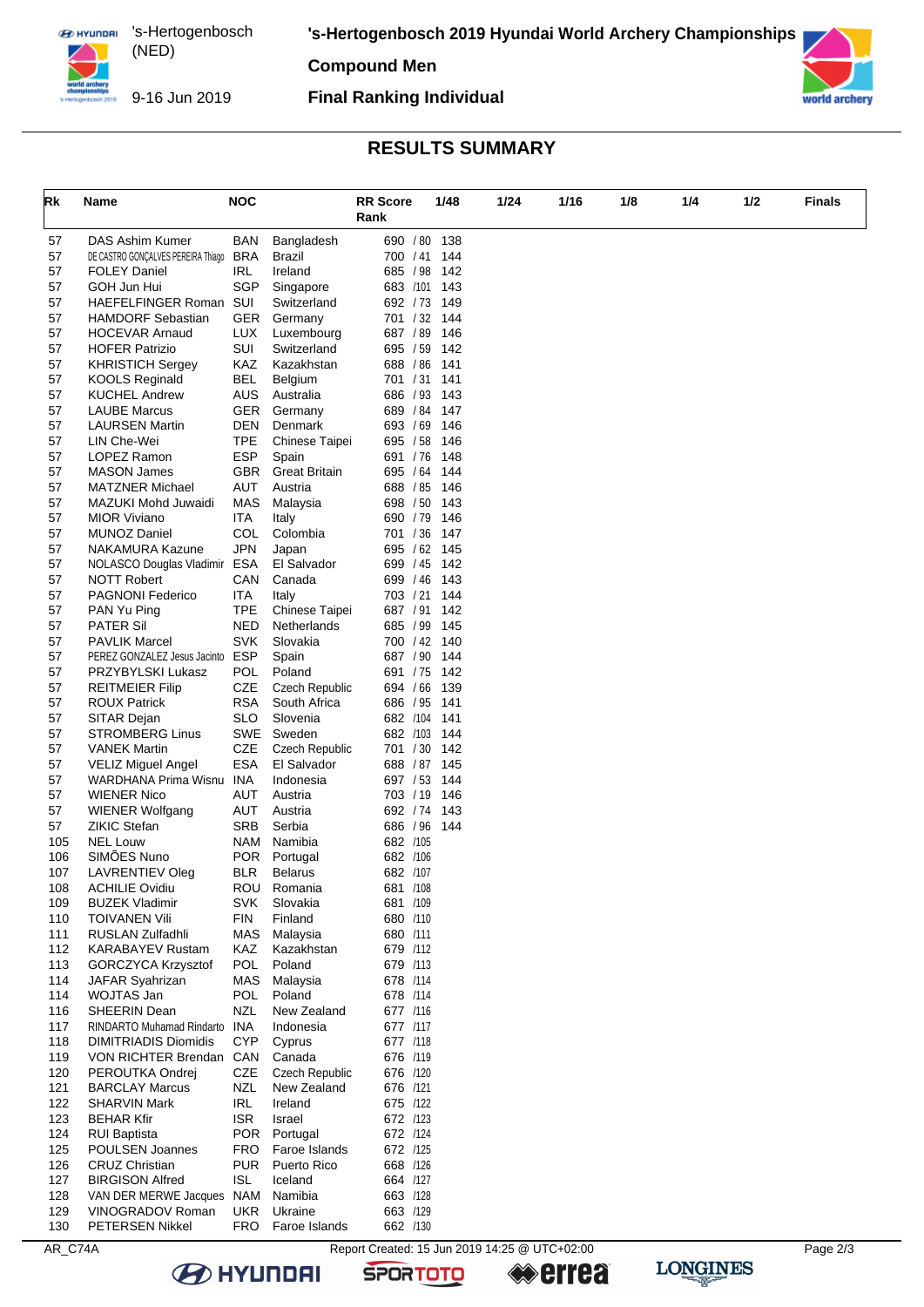# 's-Hertogenbosch 2019 Hyundai World Archery Championships

's-Hertogenbosch (NED)

9-16 Jun 2019

**Compound Men**

**Final Ranking Individual**

## RESULTS SUMMARY

| Rk | Name | NOC | | RR Score Rank | 1/48 | 1/24 | 1/16 | 1/8 | 1/4 | 1/2 | Finals |
|---|---|---|---|---|---|---|---|---|---|---|---|
| 57 | DAS Ashim Kumer | BAN | Bangladesh | 690 / 80 | 138 | | | | | | |
| 57 | DE CASTRO GONÇALVES PEREIRA Thiago | BRA | Brazil | 700 / 41 | 144 | | | | | | |
| 57 | FOLEY Daniel | IRL | Ireland | 685 / 98 | 142 | | | | | | |
| 57 | GOH Jun Hui | SGP | Singapore | 683 /101 | 143 | | | | | | |
| 57 | HAEFELFINGER Roman | SUI | Switzerland | 692 / 73 | 149 | | | | | | |
| 57 | HAMDORF Sebastian | GER | Germany | 701 / 32 | 144 | | | | | | |
| 57 | HOCEVAR Arnaud | LUX | Luxembourg | 687 / 89 | 146 | | | | | | |
| 57 | HOFER Patrizio | SUI | Switzerland | 695 / 59 | 142 | | | | | | |
| 57 | KHRISTICH Sergey | KAZ | Kazakhstan | 688 / 86 | 141 | | | | | | |
| 57 | KOOLS Reginald | BEL | Belgium | 701 / 31 | 141 | | | | | | |
| 57 | KUCHEL Andrew | AUS | Australia | 686 / 93 | 143 | | | | | | |
| 57 | LAUBE Marcus | GER | Germany | 689 / 84 | 147 | | | | | | |
| 57 | LAURSEN Martin | DEN | Denmark | 693 / 69 | 146 | | | | | | |
| 57 | LIN Che-Wei | TPE | Chinese Taipei | 695 / 58 | 146 | | | | | | |
| 57 | LOPEZ Ramon | ESP | Spain | 691 / 76 | 148 | | | | | | |
| 57 | MASON James | GBR | Great Britain | 695 / 64 | 144 | | | | | | |
| 57 | MATZNER Michael | AUT | Austria | 688 / 85 | 146 | | | | | | |
| 57 | MAZUKI Mohd Juwaidi | MAS | Malaysia | 698 / 50 | 143 | | | | | | |
| 57 | MIOR Viviano | ITA | Italy | 690 / 79 | 146 | | | | | | |
| 57 | MUNOZ Daniel | COL | Colombia | 701 / 36 | 147 | | | | | | |
| 57 | NAKAMURA Kazune | JPN | Japan | 695 / 62 | 145 | | | | | | |
| 57 | NOLASCO Douglas Vladimir | ESA | El Salvador | 699 / 45 | 142 | | | | | | |
| 57 | NOTT Robert | CAN | Canada | 699 / 46 | 143 | | | | | | |
| 57 | PAGNONI Federico | ITA | Italy | 703 / 21 | 144 | | | | | | |
| 57 | PAN Yu Ping | TPE | Chinese Taipei | 687 / 91 | 142 | | | | | | |
| 57 | PATER Sil | NED | Netherlands | 685 / 99 | 145 | | | | | | |
| 57 | PAVLIK Marcel | SVK | Slovakia | 700 / 42 | 140 | | | | | | |
| 57 | PEREZ GONZALEZ Jesus Jacinto | ESP | Spain | 687 / 90 | 144 | | | | | | |
| 57 | PRZYBYLSKI Lukasz | POL | Poland | 691 / 75 | 142 | | | | | | |
| 57 | REITMEIER Filip | CZE | Czech Republic | 694 / 66 | 139 | | | | | | |
| 57 | ROUX Patrick | RSA | South Africa | 686 / 95 | 141 | | | | | | |
| 57 | SITAR Dejan | SLO | Slovenia | 682 /104 | 141 | | | | | | |
| 57 | STROMBERG Linus | SWE | Sweden | 682 /103 | 144 | | | | | | |
| 57 | VANEK Martin | CZE | Czech Republic | 701 / 30 | 142 | | | | | | |
| 57 | VELIZ Miguel Angel | ESA | El Salvador | 688 / 87 | 145 | | | | | | |
| 57 | WARDHANA Prima Wisnu | INA | Indonesia | 697 / 53 | 144 | | | | | | |
| 57 | WIENER Nico | AUT | Austria | 703 / 19 | 146 | | | | | | |
| 57 | WIENER Wolfgang | AUT | Austria | 692 / 74 | 143 | | | | | | |
| 57 | ZIKIC Stefan | SRB | Serbia | 686 / 96 | 144 | | | | | | |
| 105 | NEL Louw | NAM | Namibia | 682 /105 | | | | | | | |
| 106 | SIMÕES Nuno | POR | Portugal | 682 /106 | | | | | | | |
| 107 | LAVRENTIEV Oleg | BLR | Belarus | 682 /107 | | | | | | | |
| 108 | ACHILIE Ovidiu | ROU | Romania | 681 /108 | | | | | | | |
| 109 | BUZEK Vladimir | SVK | Slovakia | 681 /109 | | | | | | | |
| 110 | TOIVANEN Vili | FIN | Finland | 680 /110 | | | | | | | |
| 111 | RUSLAN Zulfadhli | MAS | Malaysia | 680 /111 | | | | | | | |
| 112 | KARABAYEV Rustam | KAZ | Kazakhstan | 679 /112 | | | | | | | |
| 113 | GORCZYCA Krzysztof | POL | Poland | 679 /113 | | | | | | | |
| 114 | JAFAR Syahrizan | MAS | Malaysia | 678 /114 | | | | | | | |
| 114 | WOJTAS Jan | POL | Poland | 678 /114 | | | | | | | |
| 116 | SHEERIN Dean | NZL | New Zealand | 677 /116 | | | | | | | |
| 117 | RINDARTO Muhamad Rindarto | INA | Indonesia | 677 /117 | | | | | | | |
| 118 | DIMITRIADIS Diomidis | CYP | Cyprus | 677 /118 | | | | | | | |
| 119 | VON RICHTER Brendan | CAN | Canada | 676 /119 | | | | | | | |
| 120 | PEROUTKA Ondrej | CZE | Czech Republic | 676 /120 | | | | | | | |
| 121 | BARCLAY Marcus | NZL | New Zealand | 676 /121 | | | | | | | |
| 122 | SHARVIN Mark | IRL | Ireland | 675 /122 | | | | | | | |
| 123 | BEHAR Kfir | ISR | Israel | 672 /123 | | | | | | | |
| 124 | RUI Baptista | POR | Portugal | 672 /124 | | | | | | | |
| 125 | POULSEN Joannes | FRO | Faroe Islands | 672 /125 | | | | | | | |
| 126 | CRUZ Christian | PUR | Puerto Rico | 668 /126 | | | | | | | |
| 127 | BIRGISON Alfred | ISL | Iceland | 664 /127 | | | | | | | |
| 128 | VAN DER MERWE Jacques | NAM | Namibia | 663 /128 | | | | | | | |
| 129 | VINOGRADOV Roman | UKR | Ukraine | 663 /129 | | | | | | | |
| 130 | PETERSEN Nikkel | FRO | Faroe Islands | 662 /130 | | | | | | | |

AR_C74A

Report Created: 15 Jun 2019 14:25 @ UTC+02:00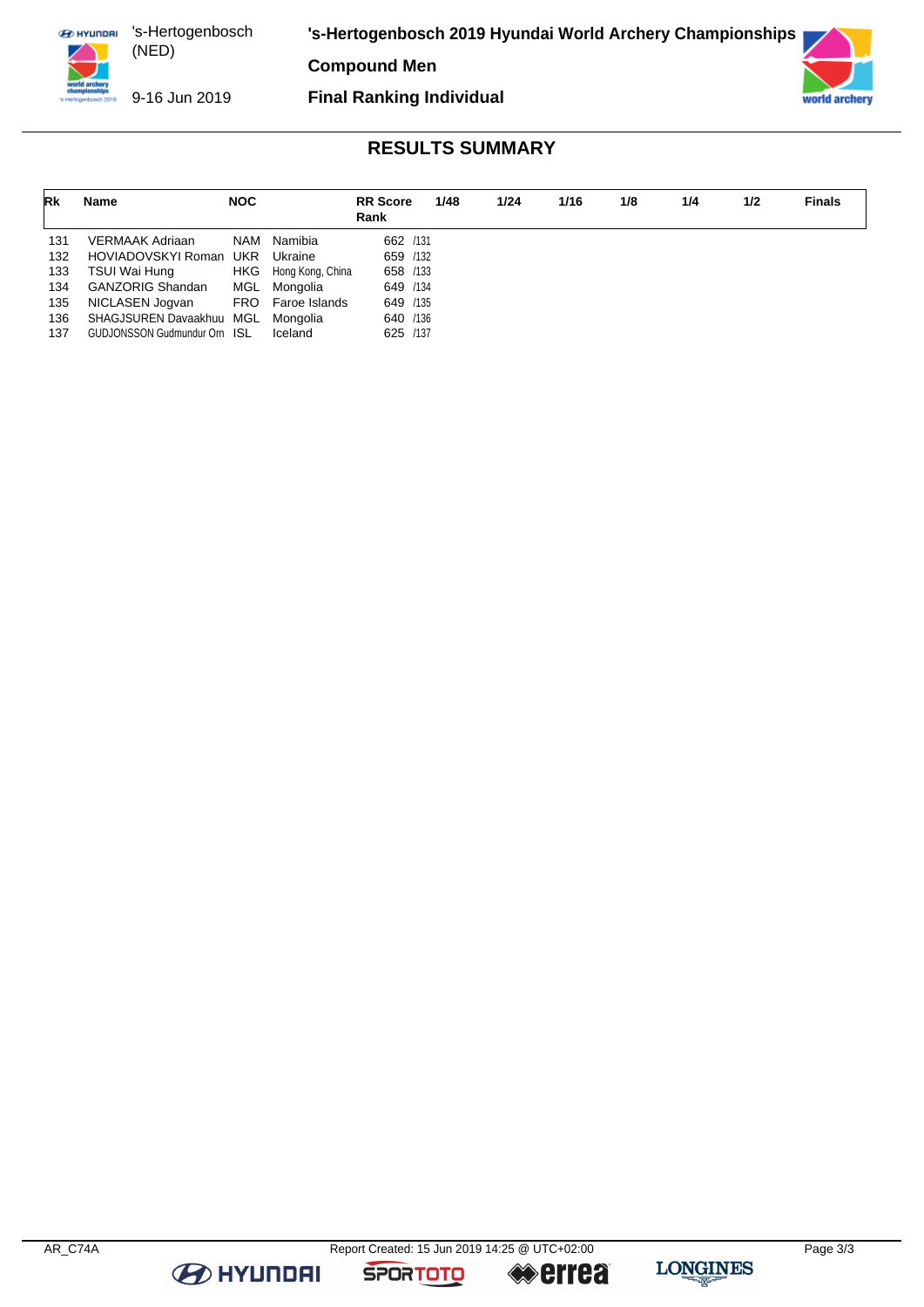# 's-Hertogenbosch 2019 Hyundai World Archery Championships

's-Hertogenbosch (NED)

9-16 Jun 2019

**Compound Men**

**Final Ranking Individual**

## RESULTS SUMMARY

| Rk | Name | NOC | | RR Score Rank | 1/48 | 1/24 | 1/16 | 1/8 | 1/4 | 1/2 | Finals |
|---|---|---|---|---|---|---|---|---|---|---|---|
| 131 | VERMAAK Adriaan | NAM | Namibia | 662 /131 | | | | | | | |
| 132 | HOVIADOVSKYI Roman | UKR | Ukraine | 659 /132 | | | | | | | |
| 133 | TSUI Wai Hung | HKG | Hong Kong, China | 658 /133 | | | | | | | |
| 134 | GANZORIG Shandan | MGL | Mongolia | 649 /134 | | | | | | | |
| 135 | NICLASEN Jogvan | FRO | Faroe Islands | 649 /135 | | | | | | | |
| 136 | SHAGJSUREN Davaakhuu | MGL | Mongolia | 640 /136 | | | | | | | |
| 137 | GUDJONSSON Gudmundur Orn | ISL | Iceland | 625 /137 | | | | | | | |

AR_C74A

Report Created: 15 Jun 2019 14:25 @ UTC+02:00